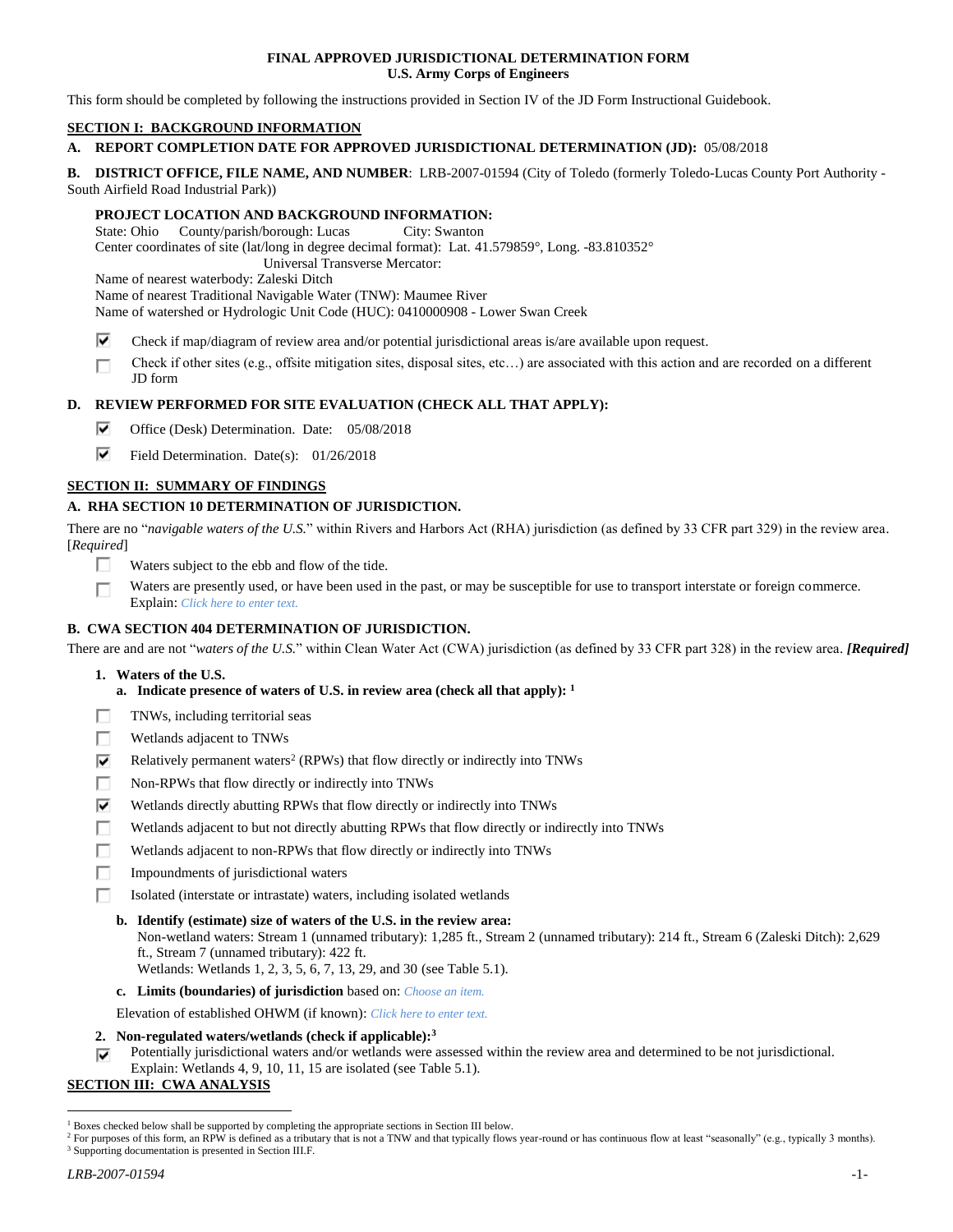**FINAL APPROVED JURISDICTIONAL DETERMINATION FORM**
**U.S. Army Corps of Engineers**

This form should be completed by following the instructions provided in Section IV of the JD Form Instructional Guidebook.

## SECTION I: BACKGROUND INFORMATION

**A. REPORT COMPLETION DATE FOR APPROVED JURISDICTIONAL DETERMINATION (JD):** 05/08/2018

**B. DISTRICT OFFICE, FILE NAME, AND NUMBER**: LRB-2007-01594 (City of Toledo (formerly Toledo-Lucas County Port Authority - South Airfield Road Industrial Park))

**PROJECT LOCATION AND BACKGROUND INFORMATION:**

State: Ohio County/parish/borough: Lucas City: Swanton
Center coordinates of site (lat/long in degree decimal format): Lat. 41.579859°, Long. -83.810352°
Universal Transverse Mercator:
Name of nearest waterbody: Zaleski Ditch
Name of nearest Traditional Navigable Water (TNW): Maumee River
Name of watershed or Hydrologic Unit Code (HUC): 0410000908 - Lower Swan Creek

- ☑ Check if map/diagram of review area and/or potential jurisdictional areas is/are available upon request.
- ☐ Check if other sites (e.g., offsite mitigation sites, disposal sites, etc…) are associated with this action and are recorded on a different JD form

**D. REVIEW PERFORMED FOR SITE EVALUATION (CHECK ALL THAT APPLY):**

- ☑ Office (Desk) Determination. Date: 05/08/2018
- ☑ Field Determination. Date(s): 01/26/2018

## SECTION II: SUMMARY OF FINDINGS

**A. RHA SECTION 10 DETERMINATION OF JURISDICTION.**

There are no "*navigable waters of the U.S.*" within Rivers and Harbors Act (RHA) jurisdiction (as defined by 33 CFR part 329) in the review area. [*Required*]

- ☐ Waters subject to the ebb and flow of the tide.
- ☐ Waters are presently used, or have been used in the past, or may be susceptible for use to transport interstate or foreign commerce. Explain: *Click here to enter text.*

**B. CWA SECTION 404 DETERMINATION OF JURISDICTION.**

There are and are not "*waters of the U.S.*" within Clean Water Act (CWA) jurisdiction (as defined by 33 CFR part 328) in the review area. ***[Required]***

**1. Waters of the U.S.**

**a. Indicate presence of waters of U.S. in review area (check all that apply):** [1]

- ☐ TNWs, including territorial seas
- ☐ Wetlands adjacent to TNWs
- ☑ Relatively permanent waters[2] (RPWs) that flow directly or indirectly into TNWs
- ☐ Non-RPWs that flow directly or indirectly into TNWs
- ☑ Wetlands directly abutting RPWs that flow directly or indirectly into TNWs
- ☐ Wetlands adjacent to but not directly abutting RPWs that flow directly or indirectly into TNWs
- ☐ Wetlands adjacent to non-RPWs that flow directly or indirectly into TNWs
- ☐ Impoundments of jurisdictional waters
- ☐ Isolated (interstate or intrastate) waters, including isolated wetlands

**b. Identify (estimate) size of waters of the U.S. in the review area:**
Non-wetland waters: Stream 1 (unnamed tributary): 1,285 ft., Stream 2 (unnamed tributary): 214 ft., Stream 6 (Zaleski Ditch): 2,629 ft., Stream 7 (unnamed tributary): 422 ft.
Wetlands: Wetlands 1, 2, 3, 5, 6, 7, 13, 29, and 30 (see Table 5.1).

**c. Limits (boundaries) of jurisdiction** based on: *Choose an item.*

Elevation of established OHWM (if known): *Click here to enter text.*

**2. Non-regulated waters/wetlands (check if applicable):**[3]

- ☑ Potentially jurisdictional waters and/or wetlands were assessed within the review area and determined to be not jurisdictional. Explain: Wetlands 4, 9, 10, 11, 15 are isolated (see Table 5.1).

## SECTION III: CWA ANALYSIS

[1] Boxes checked below shall be supported by completing the appropriate sections in Section III below.
[2] For purposes of this form, an RPW is defined as a tributary that is not a TNW and that typically flows year-round or has continuous flow at least "seasonally" (e.g., typically 3 months).
[3] Supporting documentation is presented in Section III.F.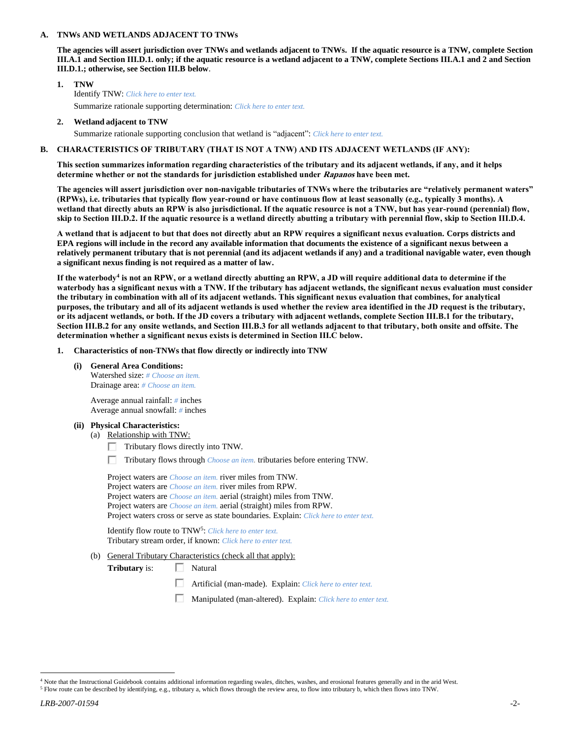**A. TNWs AND WETLANDS ADJACENT TO TNWs**

**The agencies will assert jurisdiction over TNWs and wetlands adjacent to TNWs. If the aquatic resource is a TNW, complete Section III.A.1 and Section III.D.1. only; if the aquatic resource is a wetland adjacent to a TNW, complete Sections III.A.1 and 2 and Section III.D.1.; otherwise, see Section III.B below**.

**1. TNW**

Identify TNW: *Click here to enter text.*

Summarize rationale supporting determination: *Click here to enter text.*

**2. Wetland adjacent to TNW**

Summarize rationale supporting conclusion that wetland is "adjacent": *Click here to enter text.*

**B. CHARACTERISTICS OF TRIBUTARY (THAT IS NOT A TNW) AND ITS ADJACENT WETLANDS (IF ANY):**

**This section summarizes information regarding characteristics of the tributary and its adjacent wetlands, if any, and it helps determine whether or not the standards for jurisdiction established under *Rapanos* have been met.**

**The agencies will assert jurisdiction over non-navigable tributaries of TNWs where the tributaries are "relatively permanent waters" (RPWs), i.e. tributaries that typically flow year-round or have continuous flow at least seasonally (e.g., typically 3 months). A wetland that directly abuts an RPW is also jurisdictional. If the aquatic resource is not a TNW, but has year-round (perennial) flow, skip to Section III.D.2. If the aquatic resource is a wetland directly abutting a tributary with perennial flow, skip to Section III.D.4.**

**A wetland that is adjacent to but that does not directly abut an RPW requires a significant nexus evaluation. Corps districts and EPA regions will include in the record any available information that documents the existence of a significant nexus between a relatively permanent tributary that is not perennial (and its adjacent wetlands if any) and a traditional navigable water, even though a significant nexus finding is not required as a matter of law.**

**If the waterbody[4] is not an RPW, or a wetland directly abutting an RPW, a JD will require additional data to determine if the waterbody has a significant nexus with a TNW. If the tributary has adjacent wetlands, the significant nexus evaluation must consider the tributary in combination with all of its adjacent wetlands. This significant nexus evaluation that combines, for analytical purposes, the tributary and all of its adjacent wetlands is used whether the review area identified in the JD request is the tributary, or its adjacent wetlands, or both. If the JD covers a tributary with adjacent wetlands, complete Section III.B.1 for the tributary, Section III.B.2 for any onsite wetlands, and Section III.B.3 for all wetlands adjacent to that tributary, both onsite and offsite. The determination whether a significant nexus exists is determined in Section III.C below.**

**1. Characteristics of non-TNWs that flow directly or indirectly into TNW**

**(i) General Area Conditions:**

Watershed size: *# Choose an item.*
Drainage area: *# Choose an item.*

Average annual rainfall: *#* inches
Average annual snowfall: *#* inches

**(ii) Physical Characteristics:**

(a) Relationship with TNW:

☐ Tributary flows directly into TNW.

☐ Tributary flows through *Choose an item.* tributaries before entering TNW.

Project waters are *Choose an item.* river miles from TNW.
Project waters are *Choose an item.* river miles from RPW.
Project waters are *Choose an item.* aerial (straight) miles from TNW.
Project waters are *Choose an item.* aerial (straight) miles from RPW.
Project waters cross or serve as state boundaries. Explain: *Click here to enter text.*

Identify flow route to TNW[5]: *Click here to enter text.*
Tributary stream order, if known: *Click here to enter text.*

(b) General Tributary Characteristics (check all that apply):

**Tributary** is:

☐ Natural

☐ Artificial (man-made). Explain: *Click here to enter text.*

☐ Manipulated (man-altered). Explain: *Click here to enter text.*

---

[4] Note that the Instructional Guidebook contains additional information regarding swales, ditches, washes, and erosional features generally and in the arid West.

[5] Flow route can be described by identifying, e.g., tributary a, which flows through the review area, to flow into tributary b, which then flows into TNW.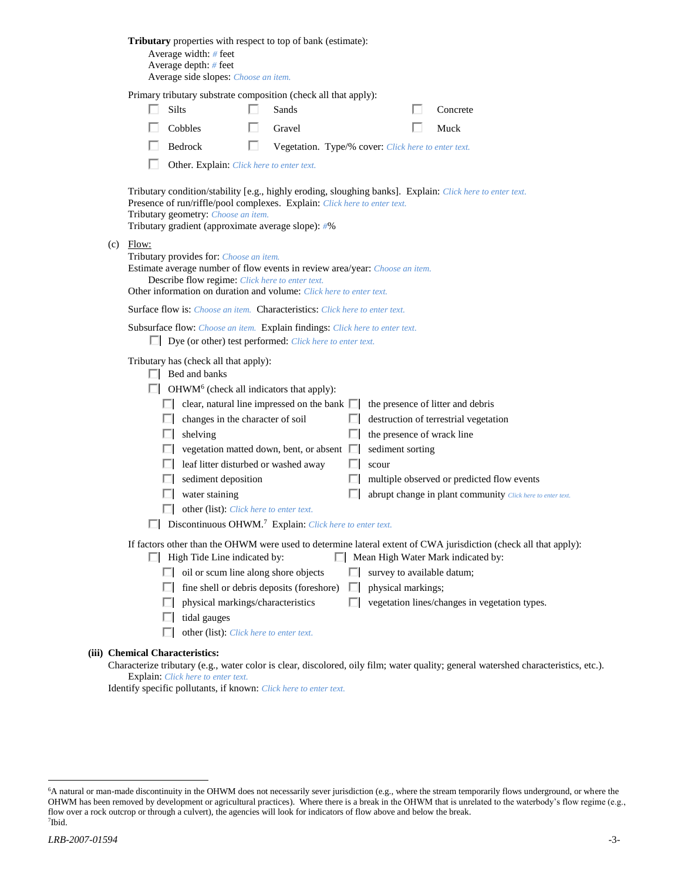**Tributary** properties with respect to top of bank (estimate):

Average width: # feet
Average depth: # feet
Average side slopes: *Choose an item.*

Primary tributary substrate composition (check all that apply):

- ☐ Silts
- ☐ Sands
- ☐ Concrete
- ☐ Cobbles
- ☐ Gravel
- ☐ Muck
- ☐ Bedrock
- ☐ Vegetation. Type/% cover: *Click here to enter text.*
- ☐ Other. Explain: *Click here to enter text.*

Tributary condition/stability [e.g., highly eroding, sloughing banks]. Explain: *Click here to enter text.*
Presence of run/riffle/pool complexes. Explain: *Click here to enter text.*
Tributary geometry: *Choose an item.*
Tributary gradient (approximate average slope): #%

(c) Flow:

Tributary provides for: *Choose an item.*
Estimate average number of flow events in review area/year: *Choose an item.*
Describe flow regime: *Click here to enter text.*
Other information on duration and volume: *Click here to enter text.*

Surface flow is: *Choose an item.* Characteristics: *Click here to enter text.*

Subsurface flow: *Choose an item.* Explain findings: *Click here to enter text.*
- ☐ Dye (or other) test performed: *Click here to enter text.*

Tributary has (check all that apply):

- ☐ Bed and banks
- ☐ OHWM[6] (check all indicators that apply):
  - ☐ clear, natural line impressed on the bank
  - ☐ the presence of litter and debris
  - ☐ changes in the character of soil
  - ☐ destruction of terrestrial vegetation
  - ☐ shelving
  - ☐ the presence of wrack line
  - ☐ vegetation matted down, bent, or absent
  - ☐ sediment sorting
  - ☐ leaf litter disturbed or washed away
  - ☐ scour
  - ☐ sediment deposition
  - ☐ multiple observed or predicted flow events
  - ☐ water staining
  - ☐ abrupt change in plant community *Click here to enter text.*
  - ☐ other (list): *Click here to enter text.*
- ☐ Discontinuous OHWM.[7] Explain: *Click here to enter text.*

If factors other than the OHWM were used to determine lateral extent of CWA jurisdiction (check all that apply):

- ☐ High Tide Line indicated by:
  - ☐ oil or scum line along shore objects
  - ☐ fine shell or debris deposits (foreshore)
  - ☐ physical markings/characteristics
  - ☐ tidal gauges
  - ☐ other (list): *Click here to enter text.*
- ☐ Mean High Water Mark indicated by:
  - ☐ survey to available datum;
  - ☐ physical markings;
  - ☐ vegetation lines/changes in vegetation types.

**(iii) Chemical Characteristics:**

Characterize tributary (e.g., water color is clear, discolored, oily film; water quality; general watershed characteristics, etc.).
Explain: *Click here to enter text.*
Identify specific pollutants, if known: *Click here to enter text.*

---

[6] A natural or man-made discontinuity in the OHWM does not necessarily sever jurisdiction (e.g., where the stream temporarily flows underground, or where the OHWM has been removed by development or agricultural practices). Where there is a break in the OHWM that is unrelated to the waterbody's flow regime (e.g., flow over a rock outcrop or through a culvert), the agencies will look for indicators of flow above and below the break.
[7] Ibid.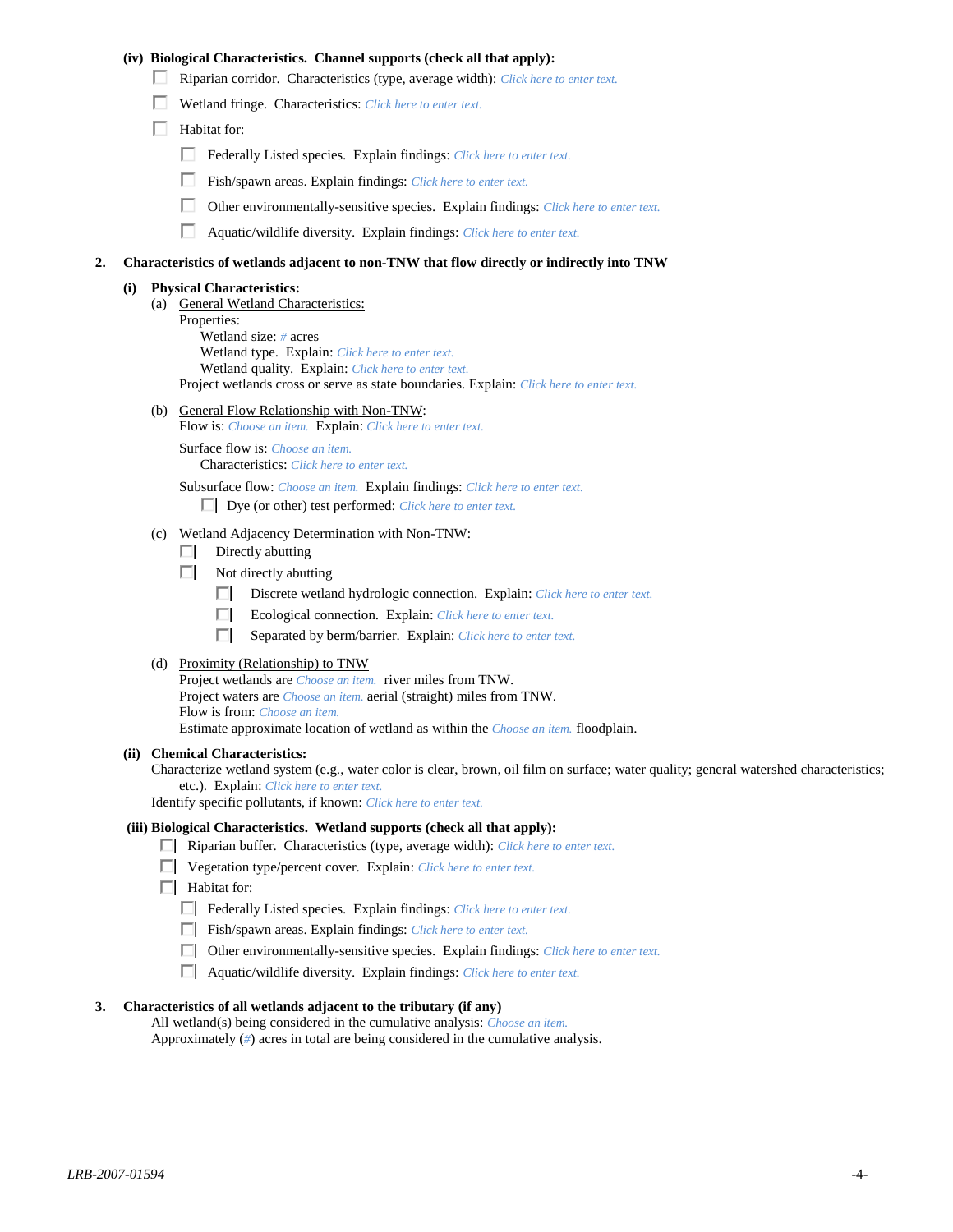**(iv) Biological Characteristics. Channel supports (check all that apply):**

☐ Riparian corridor. Characteristics (type, average width): *Click here to enter text.*

☐ Wetland fringe. Characteristics: *Click here to enter text.*

☐ Habitat for:

- ☐ Federally Listed species. Explain findings: *Click here to enter text.*
- ☐ Fish/spawn areas. Explain findings: *Click here to enter text.*
- ☐ Other environmentally-sensitive species. Explain findings: *Click here to enter text.*
- ☐ Aquatic/wildlife diversity. Explain findings: *Click here to enter text.*

**2. Characteristics of wetlands adjacent to non-TNW that flow directly or indirectly into TNW**

**(i) Physical Characteristics:**

(a) General Wetland Characteristics:

Properties:

Wetland size: *#* acres

Wetland type. Explain: *Click here to enter text.*

Wetland quality. Explain: *Click here to enter text.*

Project wetlands cross or serve as state boundaries. Explain: *Click here to enter text.*

(b) General Flow Relationship with Non-TNW:

Flow is: *Choose an item.* Explain: *Click here to enter text.*

Surface flow is: *Choose an item.*

Characteristics: *Click here to enter text.*

Subsurface flow: *Choose an item.* Explain findings: *Click here to enter text.*

☐ Dye (or other) test performed: *Click here to enter text.*

(c) Wetland Adjacency Determination with Non-TNW:

☐ Directly abutting

☐ Not directly abutting

- ☐ Discrete wetland hydrologic connection. Explain: *Click here to enter text.*
- ☐ Ecological connection. Explain: *Click here to enter text.*
- ☐ Separated by berm/barrier. Explain: *Click here to enter text.*

(d) Proximity (Relationship) to TNW

Project wetlands are *Choose an item.* river miles from TNW.

Project waters are *Choose an item.* aerial (straight) miles from TNW.

Flow is from: *Choose an item.*

Estimate approximate location of wetland as within the *Choose an item.* floodplain.

**(ii) Chemical Characteristics:**

Characterize wetland system (e.g., water color is clear, brown, oil film on surface; water quality; general watershed characteristics; etc.). Explain: *Click here to enter text.*

Identify specific pollutants, if known: *Click here to enter text.*

**(iii) Biological Characteristics. Wetland supports (check all that apply):**

☐ Riparian buffer. Characteristics (type, average width): *Click here to enter text.*

☐ Vegetation type/percent cover. Explain: *Click here to enter text.*

☐ Habitat for:

- ☐ Federally Listed species. Explain findings: *Click here to enter text.*
- ☐ Fish/spawn areas. Explain findings: *Click here to enter text.*
- ☐ Other environmentally-sensitive species. Explain findings: *Click here to enter text.*
- ☐ Aquatic/wildlife diversity. Explain findings: *Click here to enter text.*

**3. Characteristics of all wetlands adjacent to the tributary (if any)**

All wetland(s) being considered in the cumulative analysis: *Choose an item.*

Approximately (*#*) acres in total are being considered in the cumulative analysis.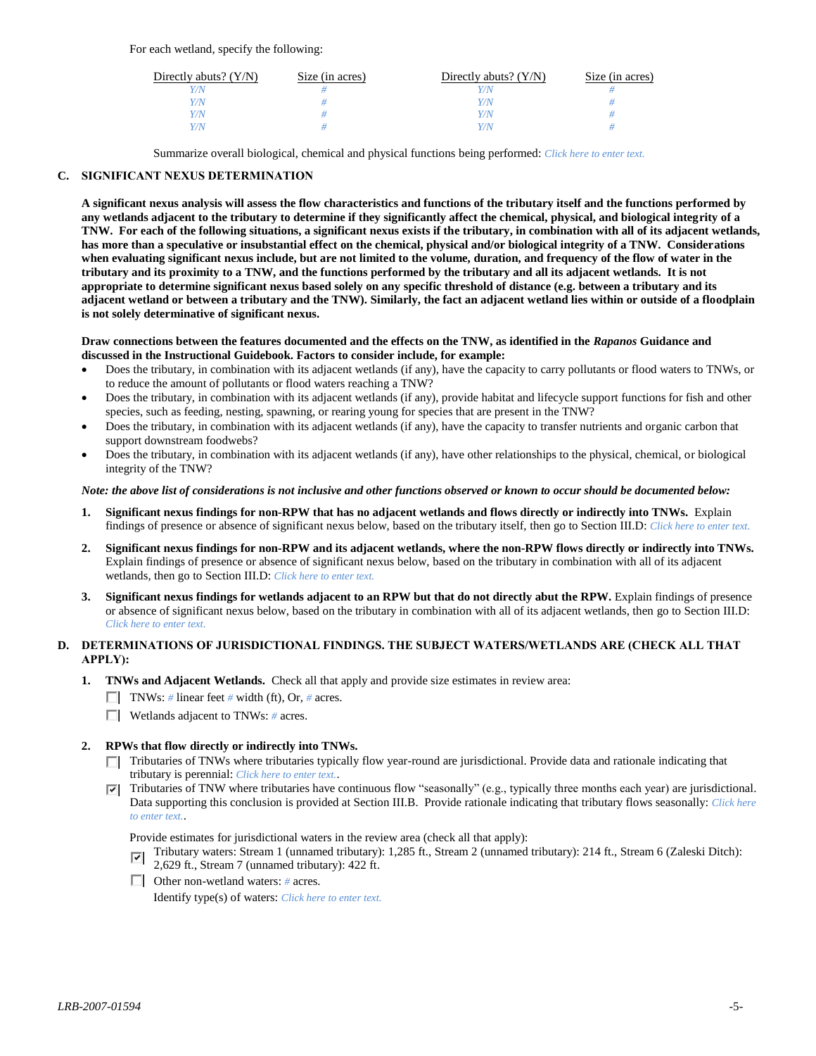For each wetland, specify the following:

| Directly abuts? (Y/N) | Size (in acres) | Directly abuts? (Y/N) | Size (in acres) |
|---|---|---|---|
| Y/N | # | Y/N | # |
| Y/N | # | Y/N | # |
| Y/N | # | Y/N | # |
| Y/N | # | Y/N | # |

Summarize overall biological, chemical and physical functions being performed: *Click here to enter text.*

**C. SIGNIFICANT NEXUS DETERMINATION**

**A significant nexus analysis will assess the flow characteristics and functions of the tributary itself and the functions performed by any wetlands adjacent to the tributary to determine if they significantly affect the chemical, physical, and biological integrity of a TNW. For each of the following situations, a significant nexus exists if the tributary, in combination with all of its adjacent wetlands, has more than a speculative or insubstantial effect on the chemical, physical and/or biological integrity of a TNW. Considerations when evaluating significant nexus include, but are not limited to the volume, duration, and frequency of the flow of water in the tributary and its proximity to a TNW, and the functions performed by the tributary and all its adjacent wetlands. It is not appropriate to determine significant nexus based solely on any specific threshold of distance (e.g. between a tributary and its adjacent wetland or between a tributary and the TNW). Similarly, the fact an adjacent wetland lies within or outside of a floodplain is not solely determinative of significant nexus.**

**Draw connections between the features documented and the effects on the TNW, as identified in the *Rapanos* Guidance and discussed in the Instructional Guidebook. Factors to consider include, for example:**

- Does the tributary, in combination with its adjacent wetlands (if any), have the capacity to carry pollutants or flood waters to TNWs, or to reduce the amount of pollutants or flood waters reaching a TNW?
- Does the tributary, in combination with its adjacent wetlands (if any), provide habitat and lifecycle support functions for fish and other species, such as feeding, nesting, spawning, or rearing young for species that are present in the TNW?
- Does the tributary, in combination with its adjacent wetlands (if any), have the capacity to transfer nutrients and organic carbon that support downstream foodwebs?
- Does the tributary, in combination with its adjacent wetlands (if any), have other relationships to the physical, chemical, or biological integrity of the TNW?

***Note: the above list of considerations is not inclusive and other functions observed or known to occur should be documented below:***

1. **Significant nexus findings for non-RPW that has no adjacent wetlands and flows directly or indirectly into TNWs.** Explain findings of presence or absence of significant nexus below, based on the tributary itself, then go to Section III.D: *Click here to enter text.*

2. **Significant nexus findings for non-RPW and its adjacent wetlands, where the non-RPW flows directly or indirectly into TNWs.** Explain findings of presence or absence of significant nexus below, based on the tributary in combination with all of its adjacent wetlands, then go to Section III.D: *Click here to enter text.*

3. **Significant nexus findings for wetlands adjacent to an RPW but that do not directly abut the RPW.** Explain findings of presence or absence of significant nexus below, based on the tributary in combination with all of its adjacent wetlands, then go to Section III.D: *Click here to enter text.*

**D. DETERMINATIONS OF JURISDICTIONAL FINDINGS. THE SUBJECT WATERS/WETLANDS ARE (CHECK ALL THAT APPLY):**

1. **TNWs and Adjacent Wetlands.** Check all that apply and provide size estimates in review area:
   - ☐ TNWs: # linear feet # width (ft), Or, # acres.
   - ☐ Wetlands adjacent to TNWs: # acres.

2. **RPWs that flow directly or indirectly into TNWs.**
   - ☐ Tributaries of TNWs where tributaries typically flow year-round are jurisdictional. Provide data and rationale indicating that tributary is perennial: *Click here to enter text.*.
   - ☑ Tributaries of TNW where tributaries have continuous flow "seasonally" (e.g., typically three months each year) are jurisdictional. Data supporting this conclusion is provided at Section III.B. Provide rationale indicating that tributary flows seasonally: *Click here to enter text.*.

   Provide estimates for jurisdictional waters in the review area (check all that apply):
   - ☑ Tributary waters: Stream 1 (unnamed tributary): 1,285 ft., Stream 2 (unnamed tributary): 214 ft., Stream 6 (Zaleski Ditch): 2,629 ft., Stream 7 (unnamed tributary): 422 ft.
   - ☐ Other non-wetland waters: # acres.
     Identify type(s) of waters: *Click here to enter text.*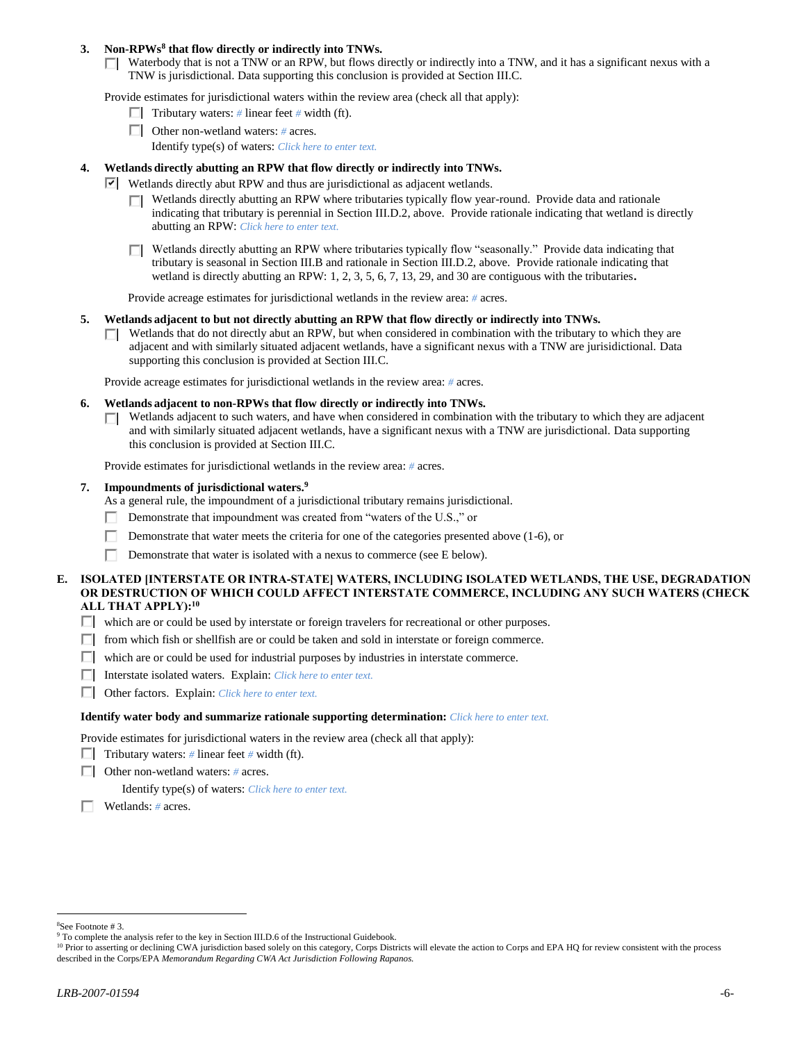**3. Non-RPWs[8] that flow directly or indirectly into TNWs.**

☐ Waterbody that is not a TNW or an RPW, but flows directly or indirectly into a TNW, and it has a significant nexus with a TNW is jurisdictional. Data supporting this conclusion is provided at Section III.C.

Provide estimates for jurisdictional waters within the review area (check all that apply):

- ☐ Tributary waters: # linear feet # width (ft).
- ☐ Other non-wetland waters: # acres.
  Identify type(s) of waters: *Click here to enter text.*

**4. Wetlands directly abutting an RPW that flow directly or indirectly into TNWs.**

☑ Wetlands directly abut RPW and thus are jurisdictional as adjacent wetlands.

- ☐ Wetlands directly abutting an RPW where tributaries typically flow year-round. Provide data and rationale indicating that tributary is perennial in Section III.D.2, above. Provide rationale indicating that wetland is directly abutting an RPW: *Click here to enter text.*
- ☐ Wetlands directly abutting an RPW where tributaries typically flow "seasonally." Provide data indicating that tributary is seasonal in Section III.B and rationale in Section III.D.2, above. Provide rationale indicating that wetland is directly abutting an RPW: 1, 2, 3, 5, 6, 7, 13, 29, and 30 are contiguous with the tributaries**.**

Provide acreage estimates for jurisdictional wetlands in the review area: # acres.

**5. Wetlands adjacent to but not directly abutting an RPW that flow directly or indirectly into TNWs.**

☐ Wetlands that do not directly abut an RPW, but when considered in combination with the tributary to which they are adjacent and with similarly situated adjacent wetlands, have a significant nexus with a TNW are jurisidictional. Data supporting this conclusion is provided at Section III.C.

Provide acreage estimates for jurisdictional wetlands in the review area: # acres.

**6. Wetlands adjacent to non-RPWs that flow directly or indirectly into TNWs.**

☐ Wetlands adjacent to such waters, and have when considered in combination with the tributary to which they are adjacent and with similarly situated adjacent wetlands, have a significant nexus with a TNW are jurisdictional. Data supporting this conclusion is provided at Section III.C.

Provide estimates for jurisdictional wetlands in the review area: # acres.

**7. Impoundments of jurisdictional waters.[9]**

As a general rule, the impoundment of a jurisdictional tributary remains jurisdictional.

- ☐ Demonstrate that impoundment was created from "waters of the U.S.," or
- ☐ Demonstrate that water meets the criteria for one of the categories presented above (1-6), or
- ☐ Demonstrate that water is isolated with a nexus to commerce (see E below).

**E. ISOLATED [INTERSTATE OR INTRA-STATE] WATERS, INCLUDING ISOLATED WETLANDS, THE USE, DEGRADATION OR DESTRUCTION OF WHICH COULD AFFECT INTERSTATE COMMERCE, INCLUDING ANY SUCH WATERS (CHECK ALL THAT APPLY):[10]**

- ☐ which are or could be used by interstate or foreign travelers for recreational or other purposes.
- ☐ from which fish or shellfish are or could be taken and sold in interstate or foreign commerce.
- ☐ which are or could be used for industrial purposes by industries in interstate commerce.
- ☐ Interstate isolated waters. Explain: *Click here to enter text.*
- ☐ Other factors. Explain: *Click here to enter text.*

**Identify water body and summarize rationale supporting determination:** *Click here to enter text.*

Provide estimates for jurisdictional waters in the review area (check all that apply):

- ☐ Tributary waters: # linear feet # width (ft).
- ☐ Other non-wetland waters: # acres.
  Identify type(s) of waters: *Click here to enter text.*
- ☐ Wetlands: # acres.

---

[8]See Footnote # 3.
[9] To complete the analysis refer to the key in Section III.D.6 of the Instructional Guidebook.
[10] Prior to asserting or declining CWA jurisdiction based solely on this category, Corps Districts will elevate the action to Corps and EPA HQ for review consistent with the process described in the Corps/EPA *Memorandum Regarding CWA Act Jurisdiction Following Rapanos.*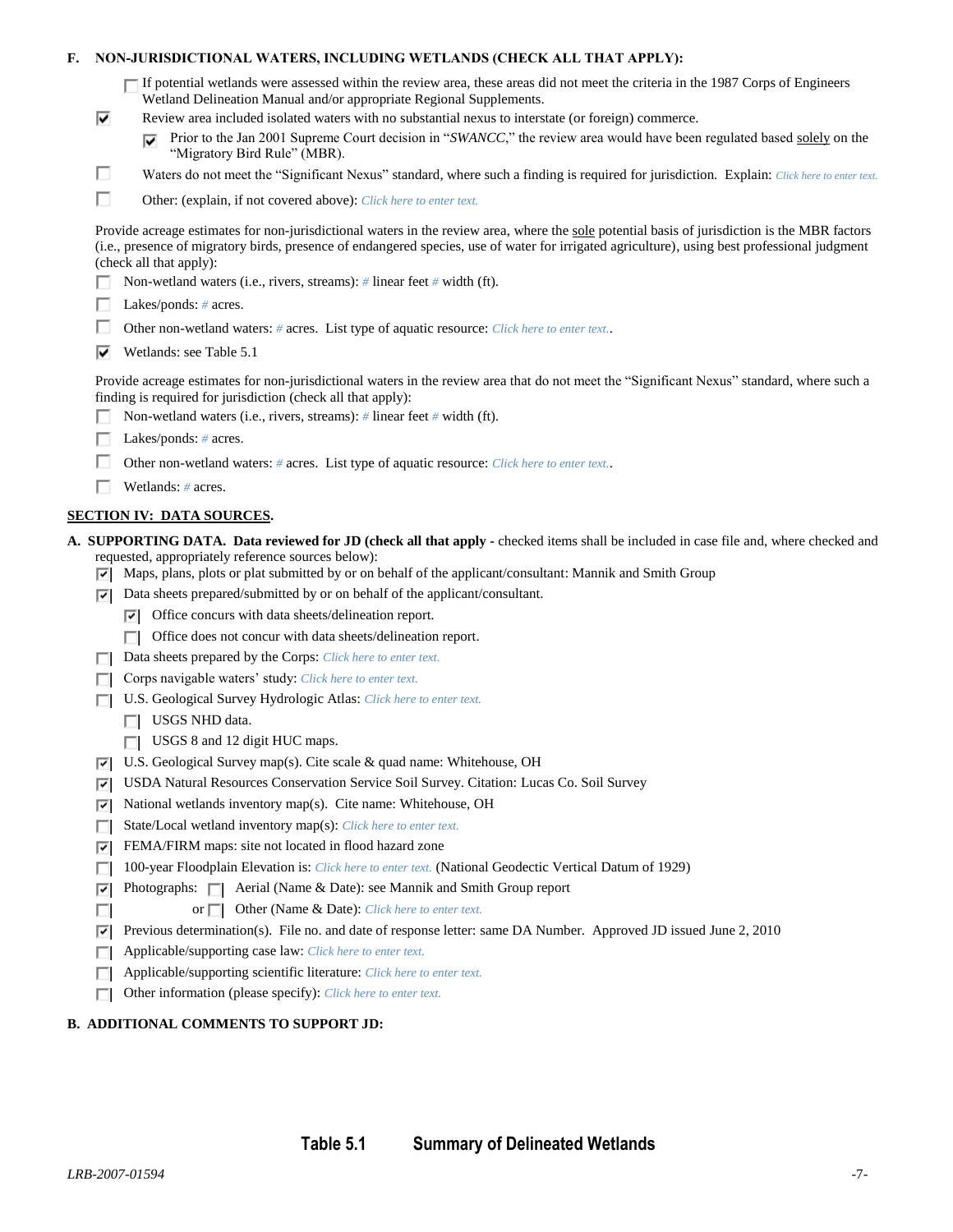**F. NON-JURISDICTIONAL WATERS, INCLUDING WETLANDS (CHECK ALL THAT APPLY):**

- ☐ If potential wetlands were assessed within the review area, these areas did not meet the criteria in the 1987 Corps of Engineers Wetland Delineation Manual and/or appropriate Regional Supplements.
- ☑ Review area included isolated waters with no substantial nexus to interstate (or foreign) commerce.
  - ☑ Prior to the Jan 2001 Supreme Court decision in "*SWANCC*," the review area would have been regulated based solely on the "Migratory Bird Rule" (MBR).
- ☐ Waters do not meet the "Significant Nexus" standard, where such a finding is required for jurisdiction. Explain: *Click here to enter text.*
- ☐ Other: (explain, if not covered above): *Click here to enter text.*

Provide acreage estimates for non-jurisdictional waters in the review area, where the sole potential basis of jurisdiction is the MBR factors (i.e., presence of migratory birds, presence of endangered species, use of water for irrigated agriculture), using best professional judgment (check all that apply):

- ☐ Non-wetland waters (i.e., rivers, streams): # linear feet # width (ft).
- ☐ Lakes/ponds: # acres.
- ☐ Other non-wetland waters: # acres. List type of aquatic resource: *Click here to enter text.*.
- ☑ Wetlands: see Table 5.1

Provide acreage estimates for non-jurisdictional waters in the review area that do not meet the "Significant Nexus" standard, where such a finding is required for jurisdiction (check all that apply):

- ☐ Non-wetland waters (i.e., rivers, streams): # linear feet # width (ft).
- ☐ Lakes/ponds: # acres.
- ☐ Other non-wetland waters: # acres. List type of aquatic resource: *Click here to enter text.*.
- ☐ Wetlands: # acres.

## SECTION IV: DATA SOURCES.

**A. SUPPORTING DATA. Data reviewed for JD (check all that apply** - checked items shall be included in case file and, where checked and requested, appropriately reference sources below):

- ☑ Maps, plans, plots or plat submitted by or on behalf of the applicant/consultant: Mannik and Smith Group
- ☑ Data sheets prepared/submitted by or on behalf of the applicant/consultant.
  - ☑ Office concurs with data sheets/delineation report.
  - ☐ Office does not concur with data sheets/delineation report.
- ☐ Data sheets prepared by the Corps: *Click here to enter text.*
- ☐ Corps navigable waters' study: *Click here to enter text.*
- ☐ U.S. Geological Survey Hydrologic Atlas: *Click here to enter text.*
  - ☐ USGS NHD data.
  - ☐ USGS 8 and 12 digit HUC maps.
- ☑ U.S. Geological Survey map(s). Cite scale & quad name: Whitehouse, OH
- ☑ USDA Natural Resources Conservation Service Soil Survey. Citation: Lucas Co. Soil Survey
- ☑ National wetlands inventory map(s). Cite name: Whitehouse, OH
- ☐ State/Local wetland inventory map(s): *Click here to enter text.*
- ☑ FEMA/FIRM maps: site not located in flood hazard zone
- ☐ 100-year Floodplain Elevation is: *Click here to enter text.* (National Geodectic Vertical Datum of 1929)
- ☑ Photographs: ☐ Aerial (Name & Date): see Mannik and Smith Group report
- ☐ or ☐ Other (Name & Date): *Click here to enter text.*
- ☑ Previous determination(s). File no. and date of response letter: same DA Number. Approved JD issued June 2, 2010
- ☐ Applicable/supporting case law: *Click here to enter text.*
- ☐ Applicable/supporting scientific literature: *Click here to enter text.*
- ☐ Other information (please specify): *Click here to enter text.*

**B. ADDITIONAL COMMENTS TO SUPPORT JD:**

**Table 5.1 Summary of Delineated Wetlands**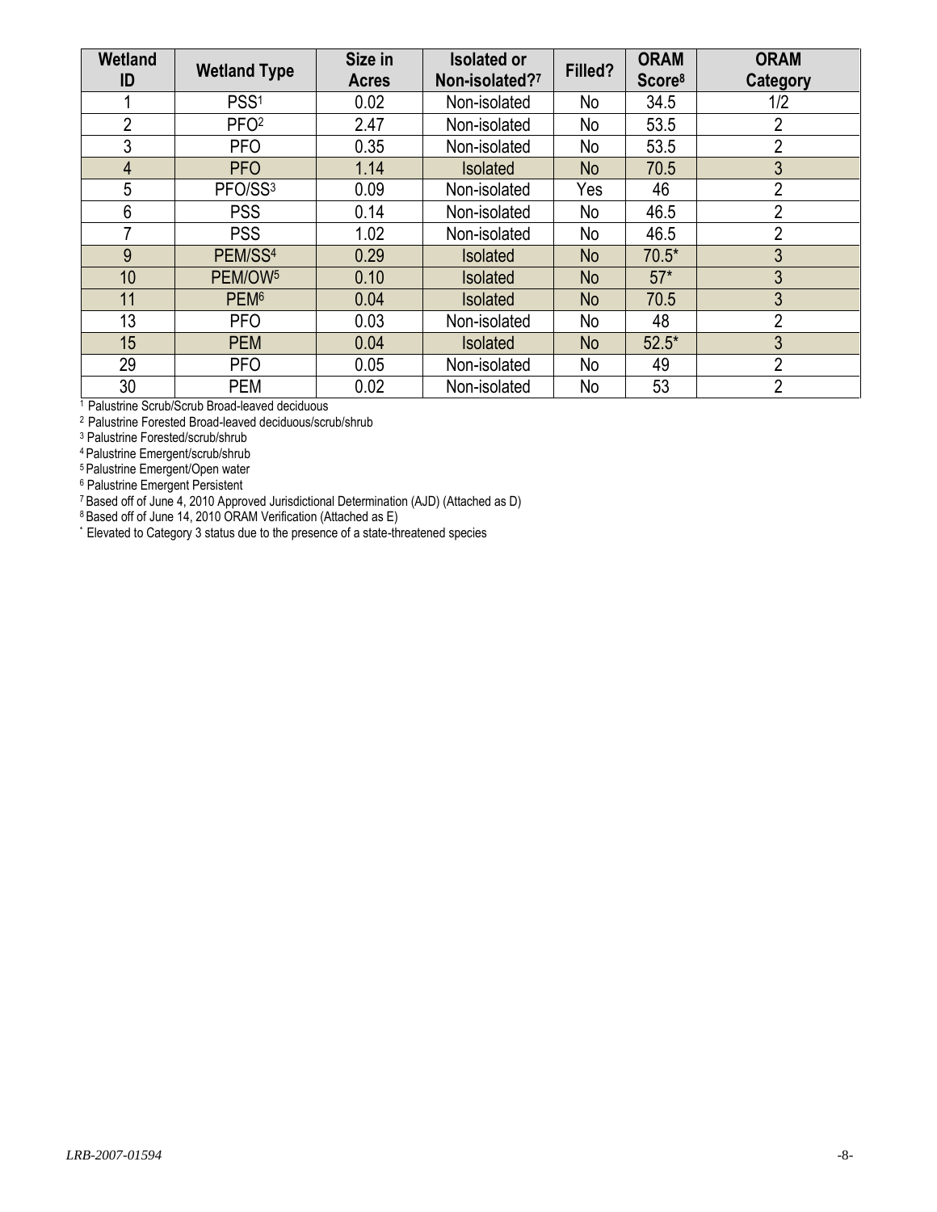| Wetland ID | Wetland Type | Size in Acres | Isolated or Non-isolated?[7] | Filled? | ORAM Score[8] | ORAM Category |
|---|---|---|---|---|---|---|
| 1 | PSS[1] | 0.02 | Non-isolated | No | 34.5 | 1/2 |
| 2 | PFO[2] | 2.47 | Non-isolated | No | 53.5 | 2 |
| 3 | PFO | 0.35 | Non-isolated | No | 53.5 | 2 |
| 4 | PFO | 1.14 | Isolated | No | 70.5 | 3 |
| 5 | PFO/SS[3] | 0.09 | Non-isolated | Yes | 46 | 2 |
| 6 | PSS | 0.14 | Non-isolated | No | 46.5 | 2 |
| 7 | PSS | 1.02 | Non-isolated | No | 46.5 | 2 |
| 9 | PEM/SS[4] | 0.29 | Isolated | No | 70.5* | 3 |
| 10 | PEM/OW[5] | 0.10 | Isolated | No | 57* | 3 |
| 11 | PEM[6] | 0.04 | Isolated | No | 70.5 | 3 |
| 13 | PFO | 0.03 | Non-isolated | No | 48 | 2 |
| 15 | PEM | 0.04 | Isolated | No | 52.5* | 3 |
| 29 | PFO | 0.05 | Non-isolated | No | 49 | 2 |
| 30 | PEM | 0.02 | Non-isolated | No | 53 | 2 |

[1] Palustrine Scrub/Scrub Broad-leaved deciduous

[2] Palustrine Forested Broad-leaved deciduous/scrub/shrub

[3] Palustrine Forested/scrub/shrub

[4] Palustrine Emergent/scrub/shrub

[5] Palustrine Emergent/Open water

[6] Palustrine Emergent Persistent

[7] Based off of June 4, 2010 Approved Jurisdictional Determination (AJD) (Attached as D)

[8] Based off of June 14, 2010 ORAM Verification (Attached as E)

* Elevated to Category 3 status due to the presence of a state-threatened species

*LRB-2007-01594*